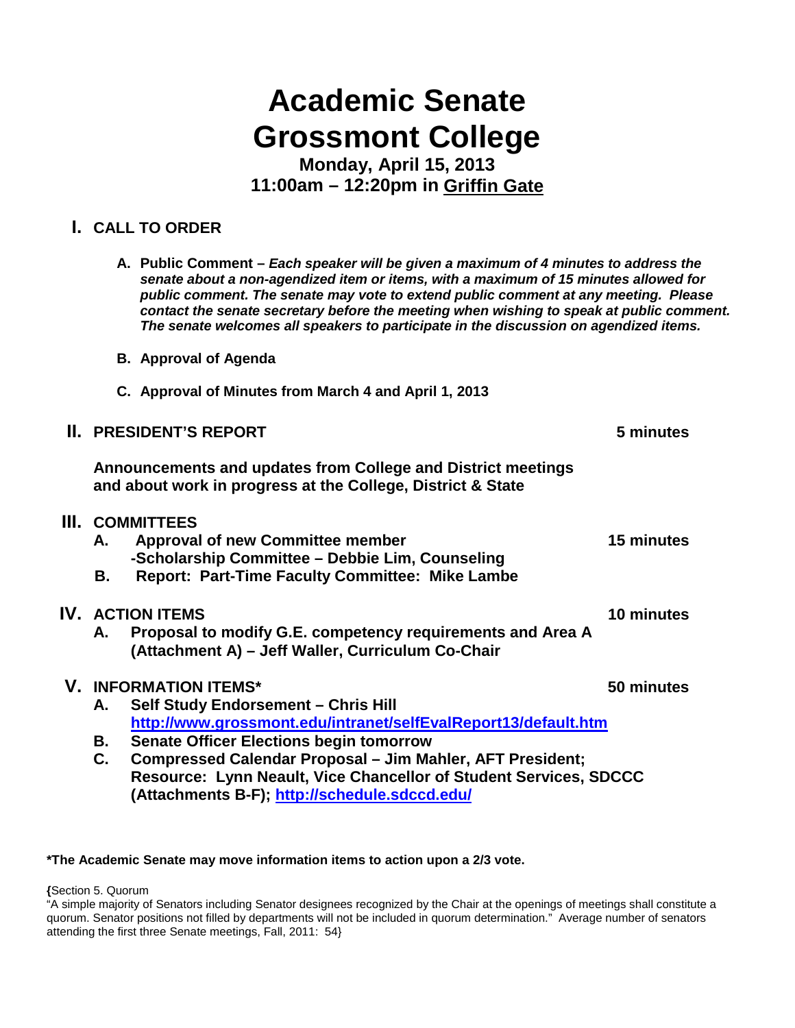# Academic Senate
# Grossmont College

**Monday, April 15, 2013**
**11:00am – 12:20pm in Griffin Gate**

## I. CALL TO ORDER

**A. Public Comment** – ***Each speaker will be given a maximum of 4 minutes to address the senate about a non-agendized item or items, with a maximum of 15 minutes allowed for public comment. The senate may vote to extend public comment at any meeting. Please contact the senate secretary before the meeting when wishing to speak at public comment. The senate welcomes all speakers to participate in the discussion on agendized items.***

**B. Approval of Agenda**

**C. Approval of Minutes from March 4 and April 1, 2013**

## II. PRESIDENT'S REPORT — 5 minutes

**Announcements and updates from College and District meetings and about work in progress at the College, District & State**

## III. COMMITTEES

**A. Approval of new Committee member — 15 minutes**
**-Scholarship Committee – Debbie Lim, Counseling**

**B. Report: Part-Time Faculty Committee: Mike Lambe**

## IV. ACTION ITEMS — 10 minutes

**A. Proposal to modify G.E. competency requirements and Area A (Attachment A) – Jeff Waller, Curriculum Co-Chair**

## V. INFORMATION ITEMS* — 50 minutes

**A. Self Study Endorsement – Chris Hill**
**http://www.grossmont.edu/intranet/selfEvalReport13/default.htm**

**B. Senate Officer Elections begin tomorrow**

**C. Compressed Calendar Proposal – Jim Mahler, AFT President; Resource: Lynn Neault, Vice Chancellor of Student Services, SDCCC (Attachments B-F); http://schedule.sdccd.edu/**

**\*The Academic Senate may move information items to action upon a 2/3 vote.**

{Section 5. Quorum
"A simple majority of Senators including Senator designees recognized by the Chair at the openings of meetings shall constitute a quorum. Senator positions not filled by departments will not be included in quorum determination." Average number of senators attending the first three Senate meetings, Fall, 2011: 54}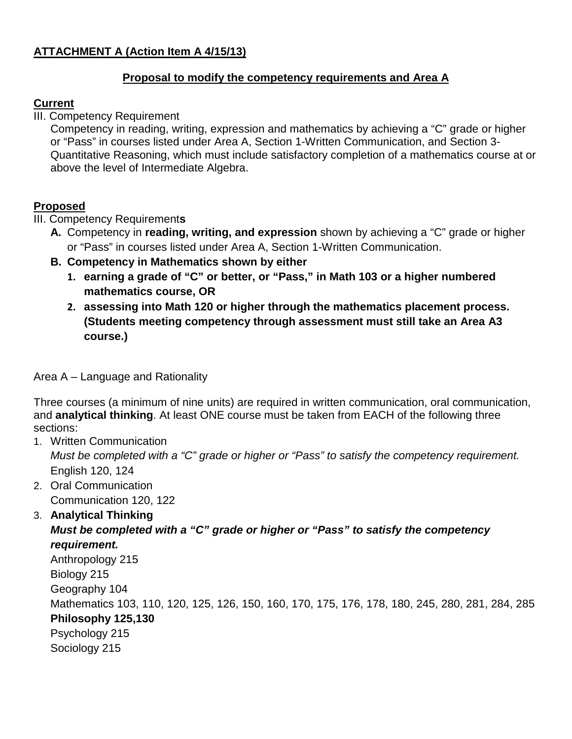**ATTACHMENT A (Action Item A 4/15/13)**

**Proposal to modify the competency requirements and Area A**

**Current**

III. Competency Requirement

Competency in reading, writing, expression and mathematics by achieving a "C" grade or higher or "Pass" in courses listed under Area A, Section 1-Written Communication, and Section 3-Quantitative Reasoning, which must include satisfactory completion of a mathematics course at or above the level of Intermediate Algebra.

**Proposed**

III. Competency Requirement**s**

- **A.** Competency in **reading, writing, and expression** shown by achieving a "C" grade or higher or "Pass" in courses listed under Area A, Section 1-Written Communication.
- **B. Competency in Mathematics shown by either**
  1. **earning a grade of "C" or better, or "Pass," in Math 103 or a higher numbered mathematics course, OR**
  2. **assessing into Math 120 or higher through the mathematics placement process. (Students meeting competency through assessment must still take an Area A3 course.)**

Area A – Language and Rationality

Three courses (a minimum of nine units) are required in written communication, oral communication, and **analytical thinking**. At least ONE course must be taken from EACH of the following three sections:

1. Written Communication
   *Must be completed with a "C" grade or higher or "Pass" to satisfy the competency requirement.*
   English 120, 124
2. Oral Communication
   Communication 120, 122
3. **Analytical Thinking**
   ***Must be completed with a "C" grade or higher or "Pass" to satisfy the competency requirement.***
   Anthropology 215
   Biology 215
   Geography 104
   Mathematics 103, 110, 120, 125, 126, 150, 160, 170, 175, 176, 178, 180, 245, 280, 281, 284, 285
   **Philosophy 125,130**
   Psychology 215
   Sociology 215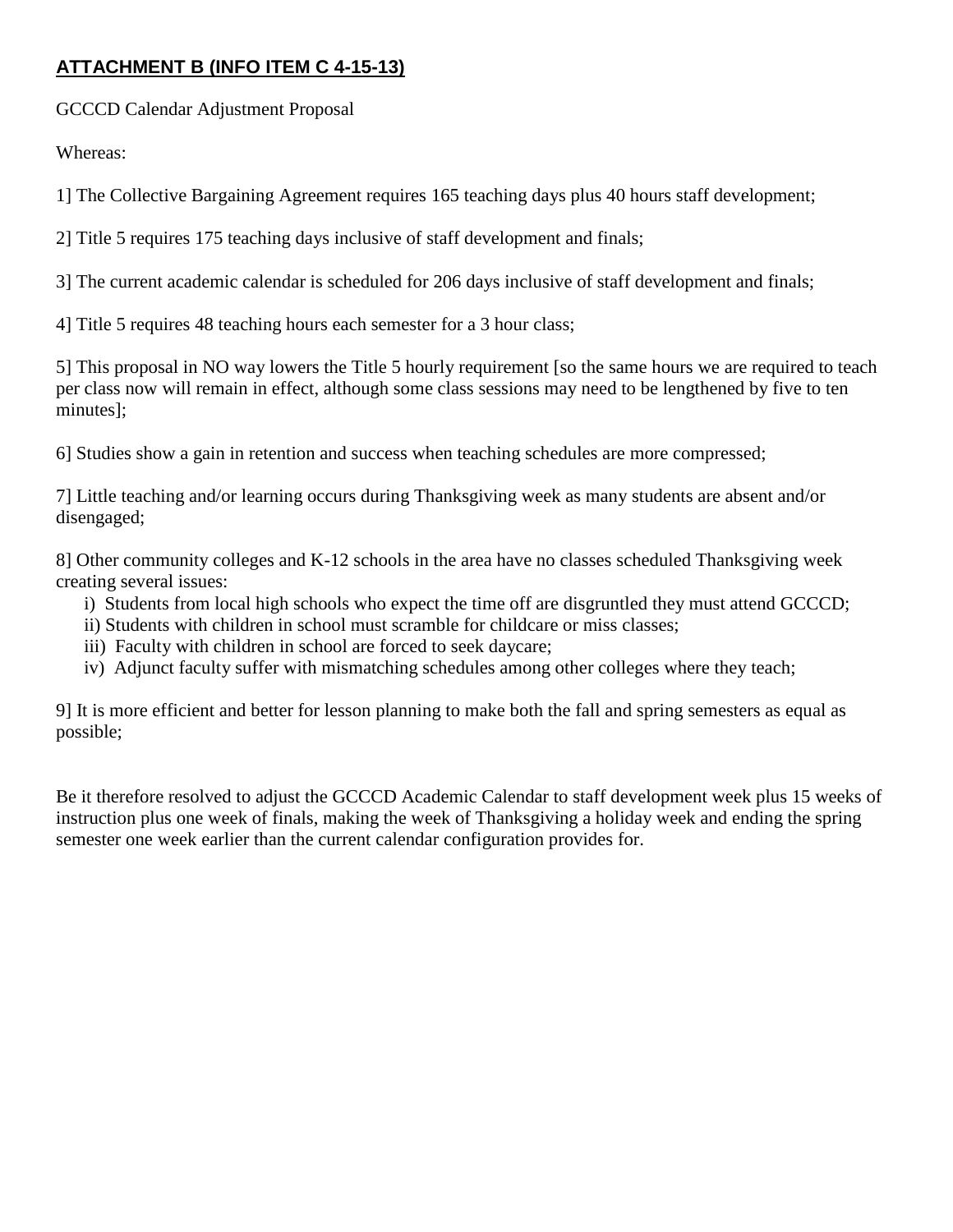**ATTACHMENT B (INFO ITEM C 4-15-13)**

GCCCD Calendar Adjustment Proposal

Whereas:

1] The Collective Bargaining Agreement requires 165 teaching days plus 40 hours staff development;

2] Title 5 requires 175 teaching days inclusive of staff development and finals;

3] The current academic calendar is scheduled for 206 days inclusive of staff development and finals;

4] Title 5 requires 48 teaching hours each semester for a 3 hour class;

5] This proposal in NO way lowers the Title 5 hourly requirement [so the same hours we are required to teach per class now will remain in effect, although some class sessions may need to be lengthened by five to ten minutes];

6] Studies show a gain in retention and success when teaching schedules are more compressed;

7] Little teaching and/or learning occurs during Thanksgiving week as many students are absent and/or disengaged;

8] Other community colleges and K-12 schools in the area have no classes scheduled Thanksgiving week creating several issues:

- i) Students from local high schools who expect the time off are disgruntled they must attend GCCCD;
- ii) Students with children in school must scramble for childcare or miss classes;
- iii) Faculty with children in school are forced to seek daycare;
- iv) Adjunct faculty suffer with mismatching schedules among other colleges where they teach;

9] It is more efficient and better for lesson planning to make both the fall and spring semesters as equal as possible;

Be it therefore resolved to adjust the GCCCD Academic Calendar to staff development week plus 15 weeks of instruction plus one week of finals, making the week of Thanksgiving a holiday week and ending the spring semester one week earlier than the current calendar configuration provides for.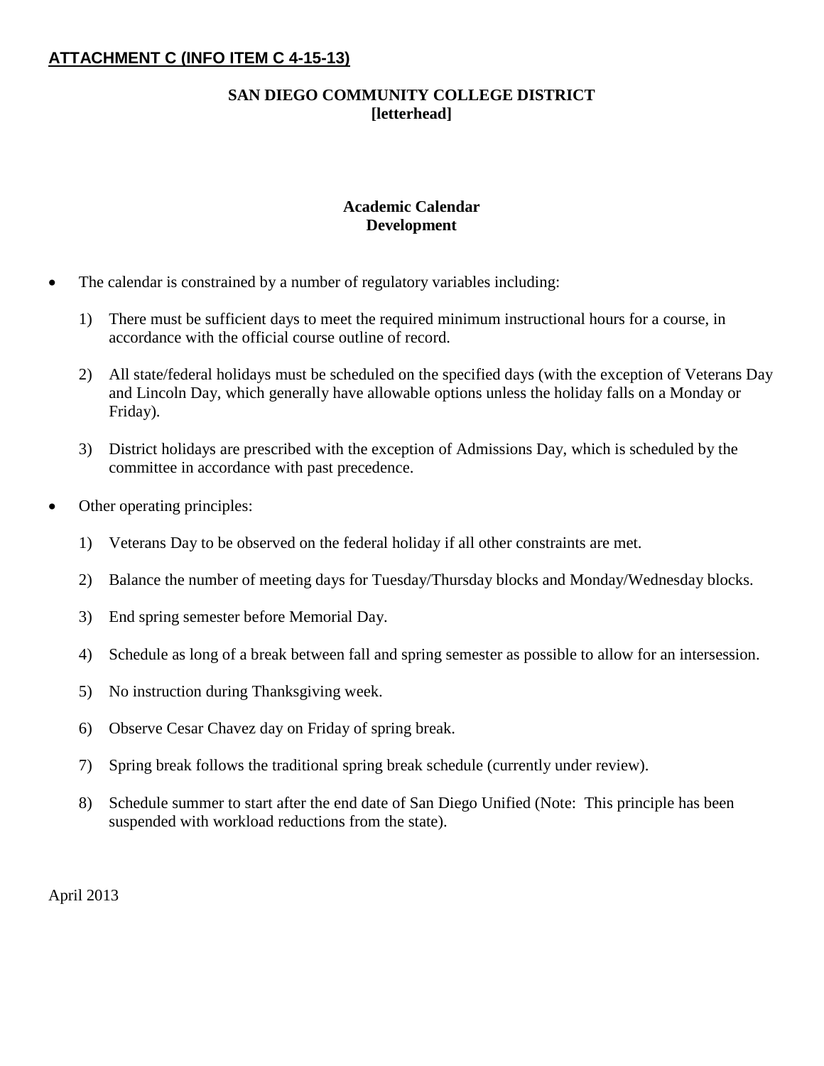**ATTACHMENT C (INFO ITEM C 4-15-13)**

**SAN DIEGO COMMUNITY COLLEGE DISTRICT**
**[letterhead]**

## Academic Calendar Development

- The calendar is constrained by a number of regulatory variables including:

  1) There must be sufficient days to meet the required minimum instructional hours for a course, in accordance with the official course outline of record.

  2) All state/federal holidays must be scheduled on the specified days (with the exception of Veterans Day and Lincoln Day, which generally have allowable options unless the holiday falls on a Monday or Friday).

  3) District holidays are prescribed with the exception of Admissions Day, which is scheduled by the committee in accordance with past precedence.

- Other operating principles:

  1) Veterans Day to be observed on the federal holiday if all other constraints are met.

  2) Balance the number of meeting days for Tuesday/Thursday blocks and Monday/Wednesday blocks.

  3) End spring semester before Memorial Day.

  4) Schedule as long of a break between fall and spring semester as possible to allow for an intersession.

  5) No instruction during Thanksgiving week.

  6) Observe Cesar Chavez day on Friday of spring break.

  7) Spring break follows the traditional spring break schedule (currently under review).

  8) Schedule summer to start after the end date of San Diego Unified (Note: This principle has been suspended with workload reductions from the state).

April 2013